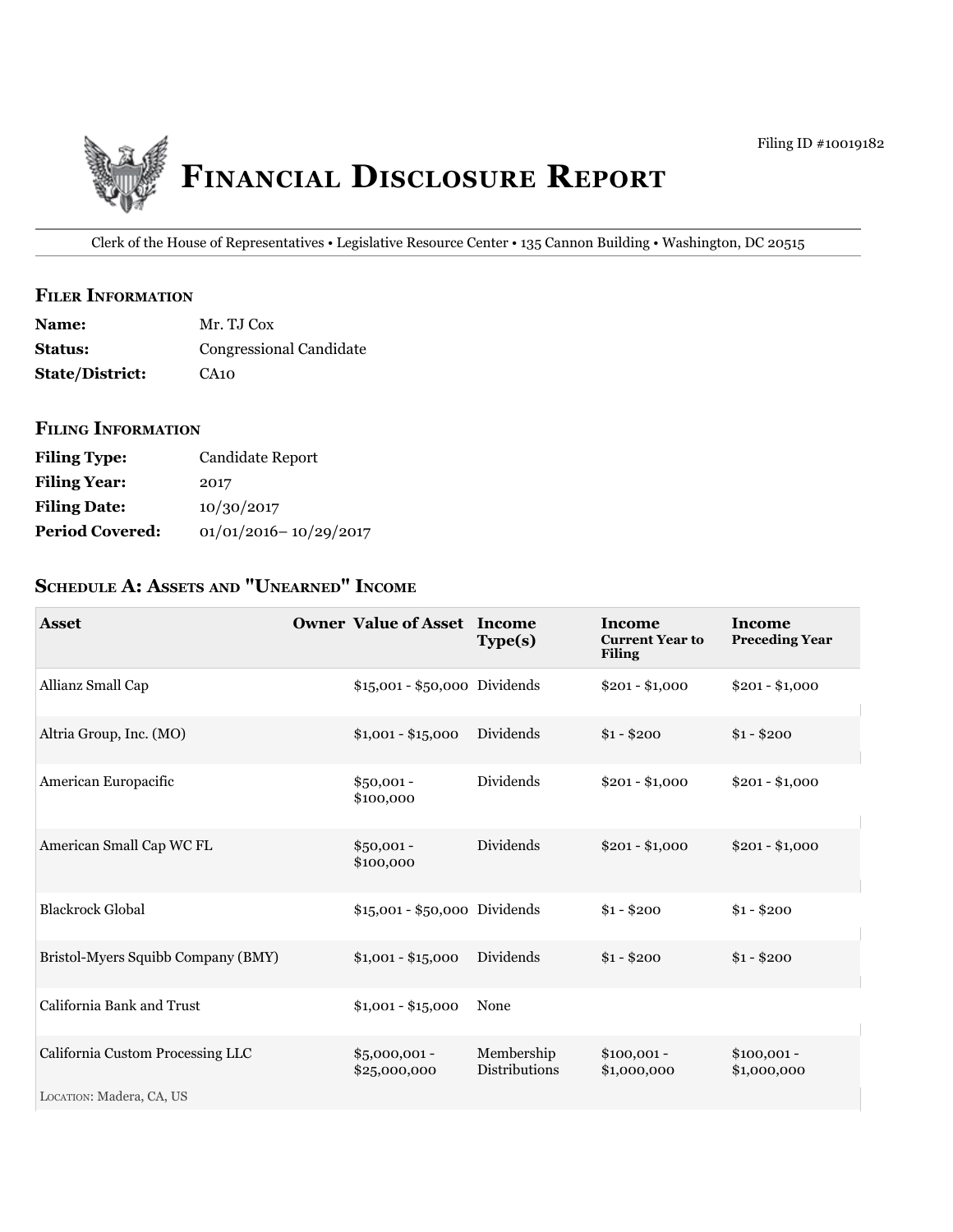Filing ID #10019182

# Financial Disclosure Report

Clerk of the House of Representatives • Legislative Resource Center • 135 Cannon Building • Washington, DC 20515

## Filer Information

**Name:** Mr. TJ Cox
**Status:** Congressional Candidate
**State/District:** CA10

## Filing Information

**Filing Type:** Candidate Report
**Filing Year:** 2017
**Filing Date:** 10/30/2017
**Period Covered:** 01/01/2016– 10/29/2017

## Schedule A: Assets and "Unearned" Income

| Asset | Owner | Value of Asset | Income Type(s) | Income Current Year to Filing | Income Preceding Year |
|---|---|---|---|---|---|
| Allianz Small Cap | | $15,001 - $50,000 | Dividends | $201 - $1,000 | $201 - $1,000 |
| Altria Group, Inc. (MO) | | $1,001 - $15,000 | Dividends | $1 - $200 | $1 - $200 |
| American Europacific | | $50,001 - $100,000 | Dividends | $201 - $1,000 | $201 - $1,000 |
| American Small Cap WC FL | | $50,001 - $100,000 | Dividends | $201 - $1,000 | $201 - $1,000 |
| Blackrock Global | | $15,001 - $50,000 | Dividends | $1 - $200 | $1 - $200 |
| Bristol-Myers Squibb Company (BMY) | | $1,001 - $15,000 | Dividends | $1 - $200 | $1 - $200 |
| California Bank and Trust | | $1,001 - $15,000 | None | | |
| California Custom Processing LLC<br>LOCATION: Madera, CA, US | | $5,000,001 - $25,000,000 | Membership Distributions | $100,001 - $1,000,000 | $100,001 - $1,000,000 |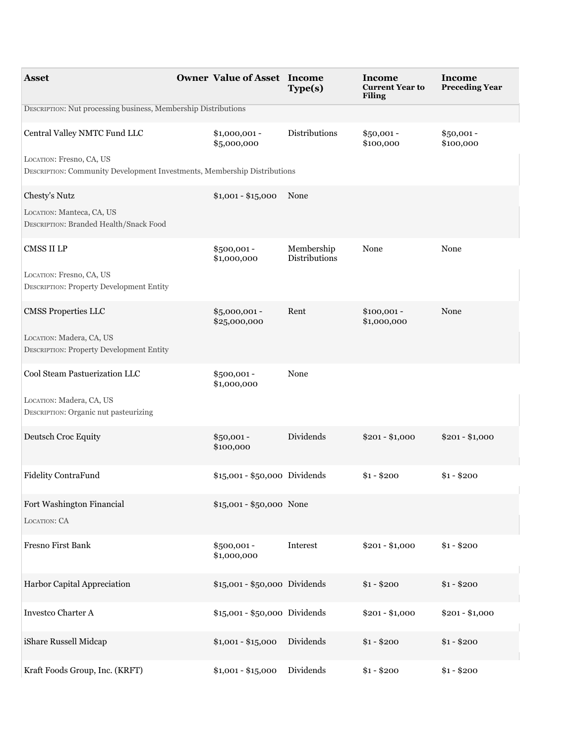| Asset | Owner | Value of Asset | Income Type(s) | Income Current Year to Filing | Income Preceding Year |
|---|---|---|---|---|---|
| DESCRIPTION: Nut processing business, Membership Distributions | | | | | |
| Central Valley NMTC Fund LLC<br>LOCATION: Fresno, CA, US<br>DESCRIPTION: Community Development Investments, Membership Distributions | | $1,000,001 - $5,000,000 | Distributions | $50,001 - $100,000 | $50,001 - $100,000 |
| Chesty's Nutz<br>LOCATION: Manteca, CA, US<br>DESCRIPTION: Branded Health/Snack Food | | $1,001 - $15,000 | None | | |
| CMSS II LP<br>LOCATION: Fresno, CA, US<br>DESCRIPTION: Property Development Entity | | $500,001 - $1,000,000 | Membership Distributions | None | None |
| CMSS Properties LLC<br>LOCATION: Madera, CA, US<br>DESCRIPTION: Property Development Entity | | $5,000,001 - $25,000,000 | Rent | $100,001 - $1,000,000 | None |
| Cool Steam Pastuerization LLC<br>LOCATION: Madera, CA, US<br>DESCRIPTION: Organic nut pasteurizing | | $500,001 - $1,000,000 | None | | |
| Deutsch Croc Equity | | $50,001 - $100,000 | Dividends | $201 - $1,000 | $201 - $1,000 |
| Fidelity ContraFund | | $15,001 - $50,000 | Dividends | $1 - $200 | $1 - $200 |
| Fort Washington Financial<br>LOCATION: CA | | $15,001 - $50,000 | None | | |
| Fresno First Bank | | $500,001 - $1,000,000 | Interest | $201 - $1,000 | $1 - $200 |
| Harbor Capital Appreciation | | $15,001 - $50,000 | Dividends | $1 - $200 | $1 - $200 |
| Investco Charter A | | $15,001 - $50,000 | Dividends | $201 - $1,000 | $201 - $1,000 |
| iShare Russell Midcap | | $1,001 - $15,000 | Dividends | $1 - $200 | $1 - $200 |
| Kraft Foods Group, Inc. (KRFT) | | $1,001 - $15,000 | Dividends | $1 - $200 | $1 - $200 |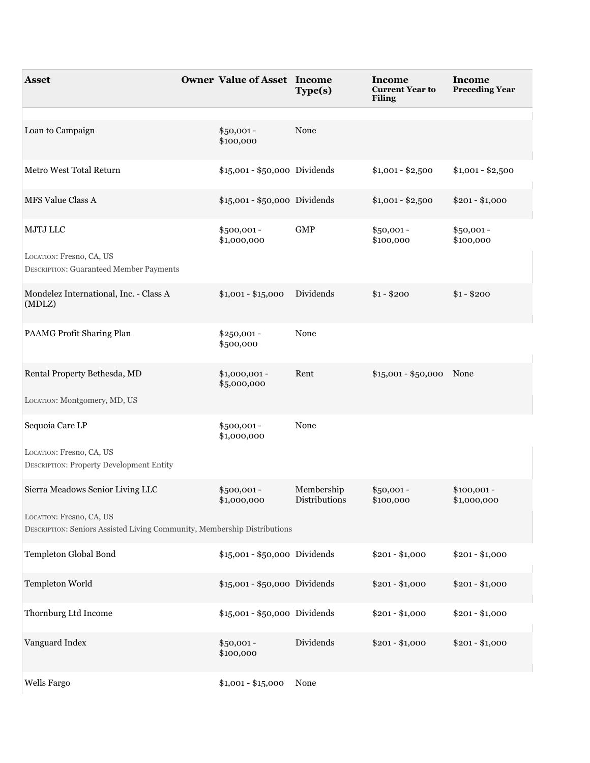| Asset | Owner | Value of Asset | Income Type(s) | Income Current Year to Filing | Income Preceding Year |
|---|---|---|---|---|---|
| Loan to Campaign | | $50,001 - $100,000 | None | | |
| Metro West Total Return | | $15,001 - $50,000 | Dividends | $1,001 - $2,500 | $1,001 - $2,500 |
| MFS Value Class A | | $15,001 - $50,000 | Dividends | $1,001 - $2,500 | $201 - $1,000 |
| MJTJ LLC<br>LOCATION: Fresno, CA, US<br>DESCRIPTION: Guaranteed Member Payments | | $500,001 - $1,000,000 | GMP | $50,001 - $100,000 | $50,001 - $100,000 |
| Mondelez International, Inc. - Class A (MDLZ) | | $1,001 - $15,000 | Dividends | $1 - $200 | $1 - $200 |
| PAAMG Profit Sharing Plan | | $250,001 - $500,000 | None | | |
| Rental Property Bethesda, MD<br>LOCATION: Montgomery, MD, US | | $1,000,001 - $5,000,000 | Rent | $15,001 - $50,000 | None |
| Sequoia Care LP<br>LOCATION: Fresno, CA, US<br>DESCRIPTION: Property Development Entity | | $500,001 - $1,000,000 | None | | |
| Sierra Meadows Senior Living LLC<br>LOCATION: Fresno, CA, US<br>DESCRIPTION: Seniors Assisted Living Community, Membership Distributions | | $500,001 - $1,000,000 | Membership Distributions | $50,001 - $100,000 | $100,001 - $1,000,000 |
| Templeton Global Bond | | $15,001 - $50,000 | Dividends | $201 - $1,000 | $201 - $1,000 |
| Templeton World | | $15,001 - $50,000 | Dividends | $201 - $1,000 | $201 - $1,000 |
| Thornburg Ltd Income | | $15,001 - $50,000 | Dividends | $201 - $1,000 | $201 - $1,000 |
| Vanguard Index | | $50,001 - $100,000 | Dividends | $201 - $1,000 | $201 - $1,000 |
| Wells Fargo | | $1,001 - $15,000 | None | | |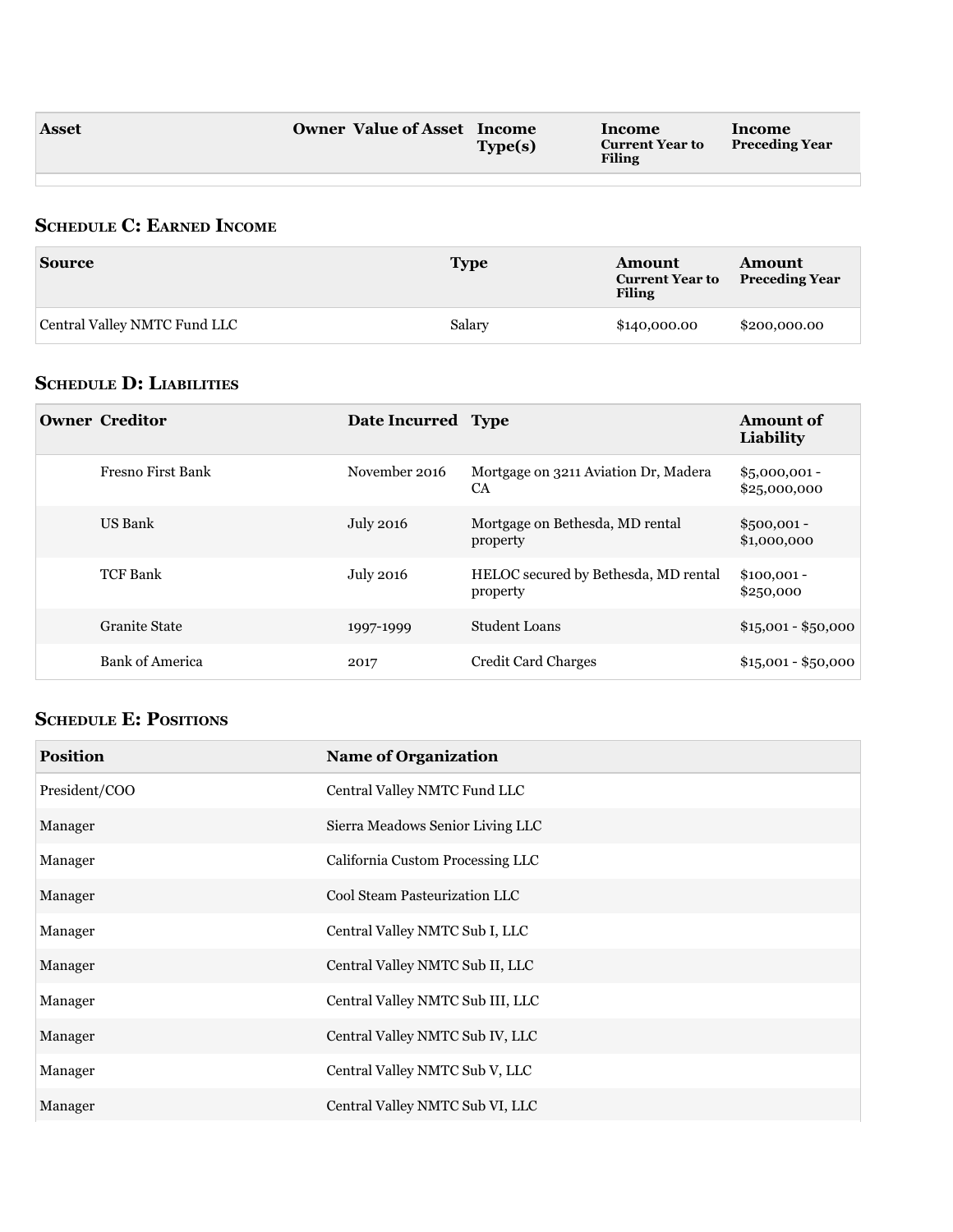| Asset | Owner | Value of Asset | Income Type(s) | Income Current Year to Filing | Income Preceding Year |
|---|---|---|---|---|---|
| | | | | | |

## Schedule C: Earned Income

| Source | Type | Amount Current Year to Filing | Amount Preceding Year |
|---|---|---|---|
| Central Valley NMTC Fund LLC | Salary | $140,000.00 | $200,000.00 |

## Schedule D: Liabilities

| Owner | Creditor | Date Incurred | Type | Amount of Liability |
|---|---|---|---|---|
| | Fresno First Bank | November 2016 | Mortgage on 3211 Aviation Dr, Madera CA | $5,000,001 - $25,000,000 |
| | US Bank | July 2016 | Mortgage on Bethesda, MD rental property | $500,001 - $1,000,000 |
| | TCF Bank | July 2016 | HELOC secured by Bethesda, MD rental property | $100,001 - $250,000 |
| | Granite State | 1997-1999 | Student Loans | $15,001 - $50,000 |
| | Bank of America | 2017 | Credit Card Charges | $15,001 - $50,000 |

## Schedule E: Positions

| Position | Name of Organization |
|---|---|
| President/COO | Central Valley NMTC Fund LLC |
| Manager | Sierra Meadows Senior Living LLC |
| Manager | California Custom Processing LLC |
| Manager | Cool Steam Pasteurization LLC |
| Manager | Central Valley NMTC Sub I, LLC |
| Manager | Central Valley NMTC Sub II, LLC |
| Manager | Central Valley NMTC Sub III, LLC |
| Manager | Central Valley NMTC Sub IV, LLC |
| Manager | Central Valley NMTC Sub V, LLC |
| Manager | Central Valley NMTC Sub VI, LLC |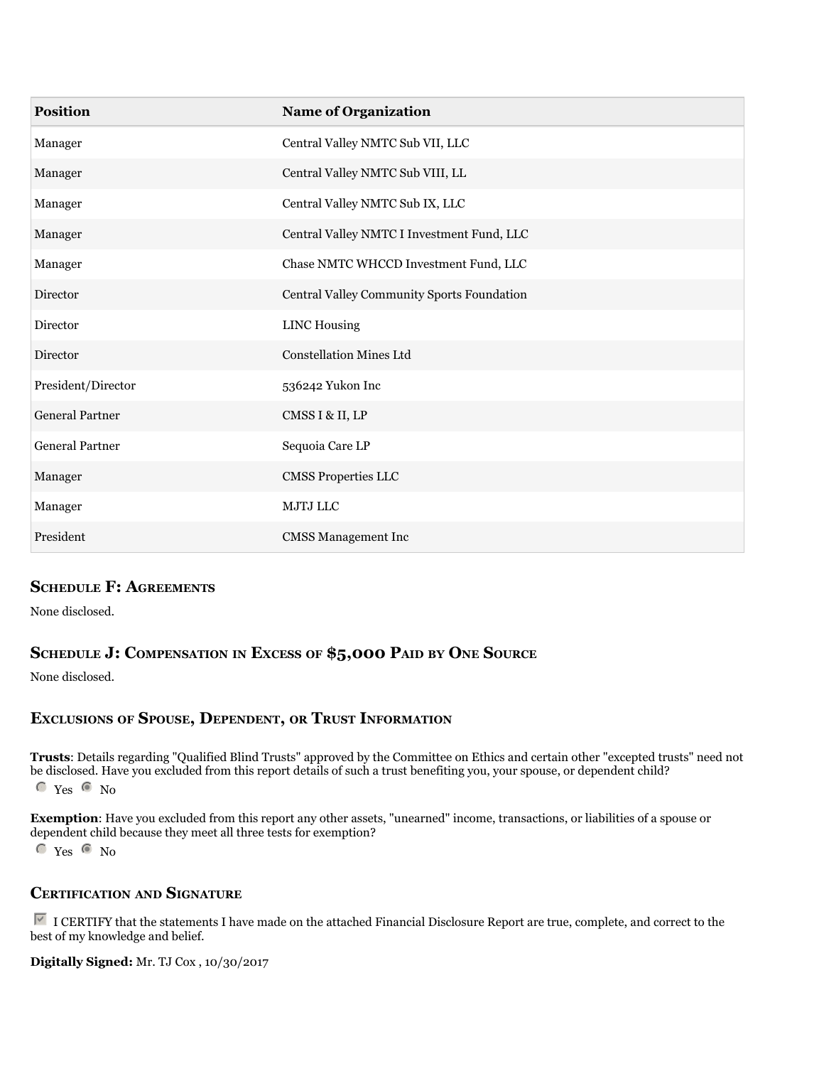| Position | Name of Organization |
|---|---|
| Manager | Central Valley NMTC Sub VII, LLC |
| Manager | Central Valley NMTC Sub VIII, LL |
| Manager | Central Valley NMTC Sub IX, LLC |
| Manager | Central Valley NMTC I Investment Fund, LLC |
| Manager | Chase NMTC WHCCD Investment Fund, LLC |
| Director | Central Valley Community Sports Foundation |
| Director | LINC Housing |
| Director | Constellation Mines Ltd |
| President/Director | 536242 Yukon Inc |
| General Partner | CMSS I & II, LP |
| General Partner | Sequoia Care LP |
| Manager | CMSS Properties LLC |
| Manager | MJTJ LLC |
| President | CMSS Management Inc |

## Schedule F: Agreements

None disclosed.

## Schedule J: Compensation in Excess of $5,000 Paid by One Source

None disclosed.

## Exclusions of Spouse, Dependent, or Trust Information

**Trusts**: Details regarding "Qualified Blind Trusts" approved by the Committee on Ethics and certain other "excepted trusts" need not be disclosed. Have you excluded from this report details of such a trust benefiting you, your spouse, or dependent child?

○ Yes ● No

**Exemption**: Have you excluded from this report any other assets, "unearned" income, transactions, or liabilities of a spouse or dependent child because they meet all three tests for exemption?

○ Yes ● No

## Certification and Signature

☑ I CERTIFY that the statements I have made on the attached Financial Disclosure Report are true, complete, and correct to the best of my knowledge and belief.

**Digitally Signed:** Mr. TJ Cox , 10/30/2017